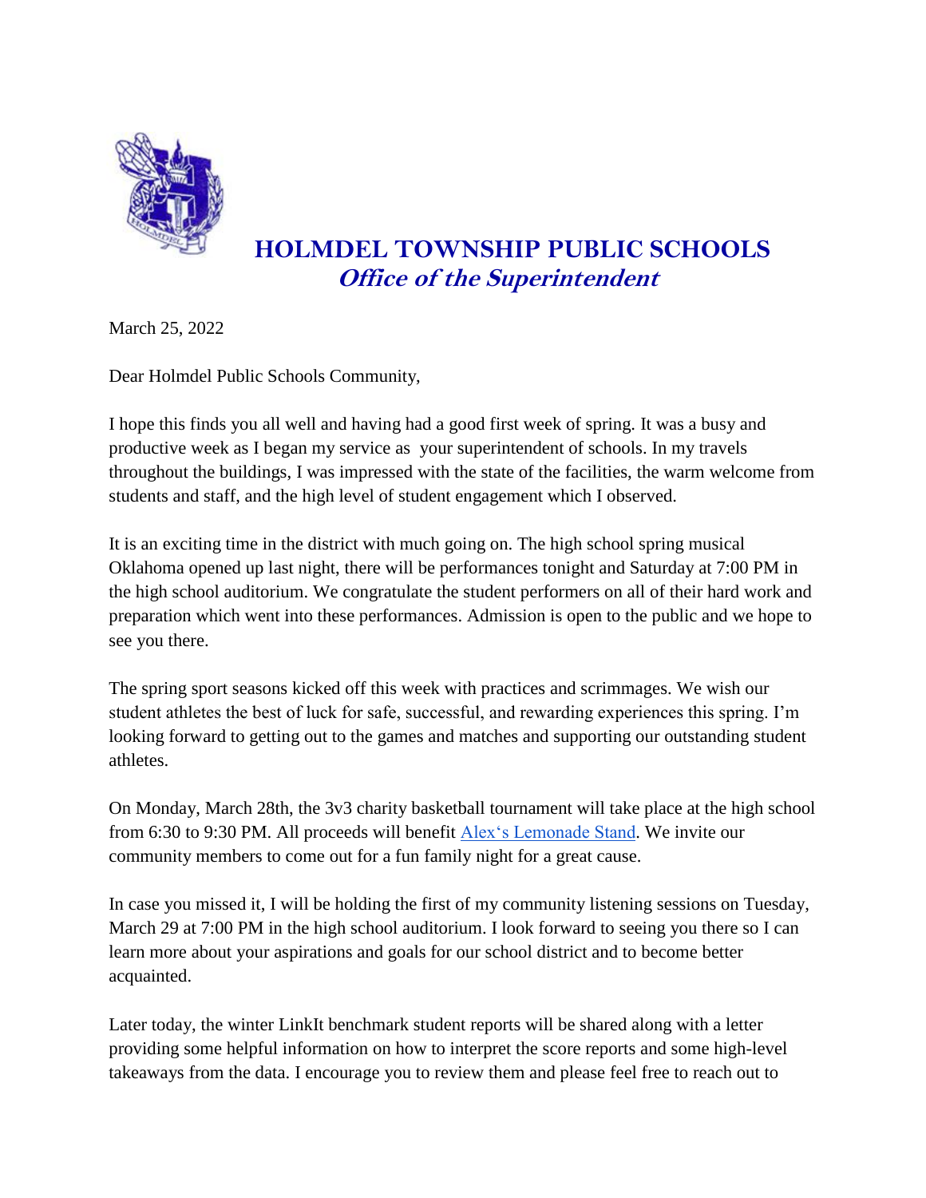# HOLMDEL TOWNSHIP PUBLIC SCHOOLS
## *Office of the Superintendent*

March 25, 2022

Dear Holmdel Public Schools Community,

I hope this finds you all well and having had a good first week of spring. It was a busy and productive week as I began my service as your superintendent of schools. In my travels throughout the buildings, I was impressed with the state of the facilities, the warm welcome from students and staff, and the high level of student engagement which I observed.

It is an exciting time in the district with much going on. The high school spring musical Oklahoma opened up last night, there will be performances tonight and Saturday at 7:00 PM in the high school auditorium. We congratulate the student performers on all of their hard work and preparation which went into these performances. Admission is open to the public and we hope to see you there.

The spring sport seasons kicked off this week with practices and scrimmages. We wish our student athletes the best of luck for safe, successful, and rewarding experiences this spring. I'm looking forward to getting out to the games and matches and supporting our outstanding student athletes.

On Monday, March 28th, the 3v3 charity basketball tournament will take place at the high school from 6:30 to 9:30 PM. All proceeds will benefit Alex's Lemonade Stand. We invite our community members to come out for a fun family night for a great cause.

In case you missed it, I will be holding the first of my community listening sessions on Tuesday, March 29 at 7:00 PM in the high school auditorium. I look forward to seeing you there so I can learn more about your aspirations and goals for our school district and to become better acquainted.

Later today, the winter LinkIt benchmark student reports will be shared along with a letter providing some helpful information on how to interpret the score reports and some high-level takeaways from the data. I encourage you to review them and please feel free to reach out to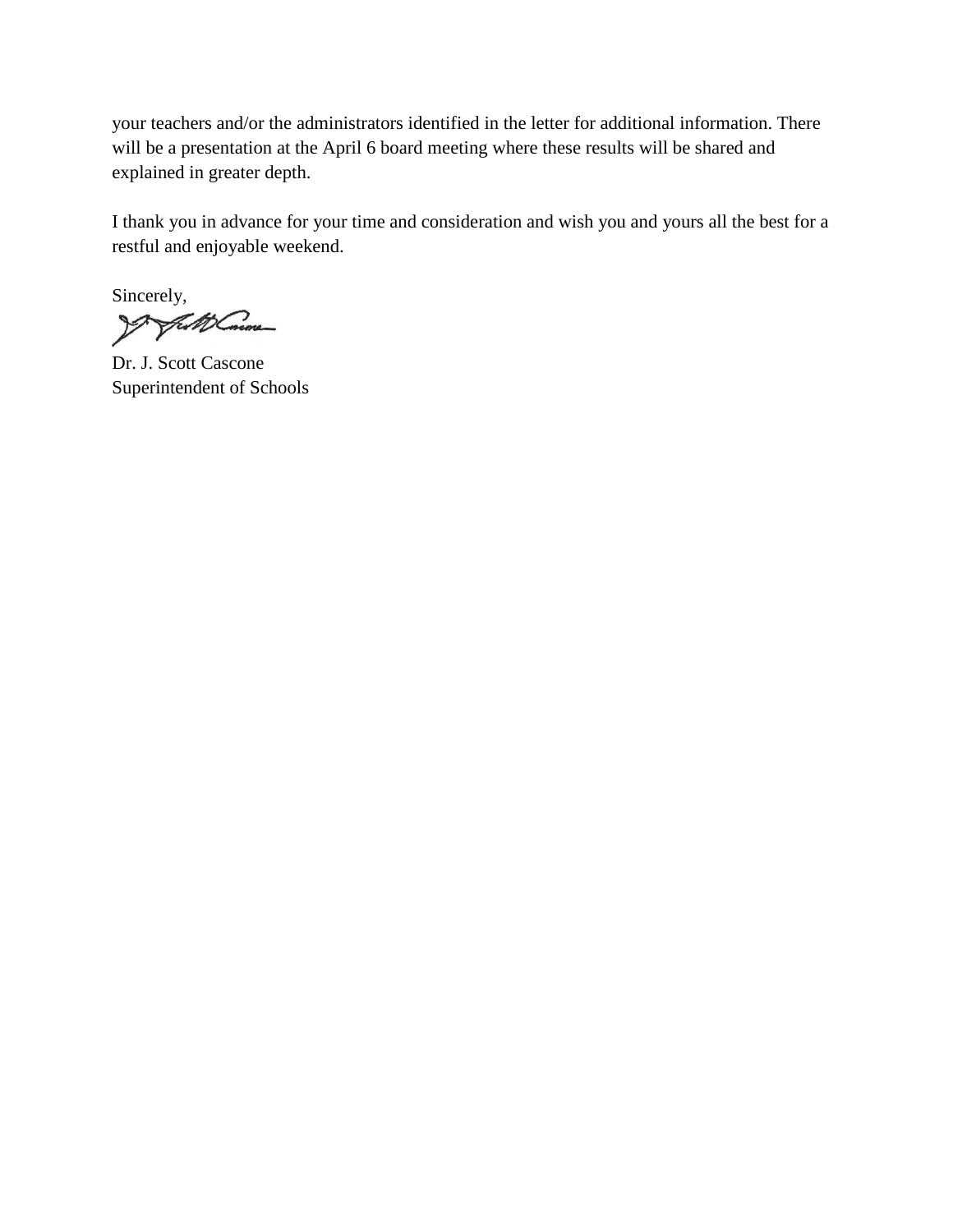your teachers and/or the administrators identified in the letter for additional information. There will be a presentation at the April 6 board meeting where these results will be shared and explained in greater depth.

I thank you in advance for your time and consideration and wish you and yours all the best for a restful and enjoyable weekend.

Sincerely,

Dr. J. Scott Cascone
Superintendent of Schools